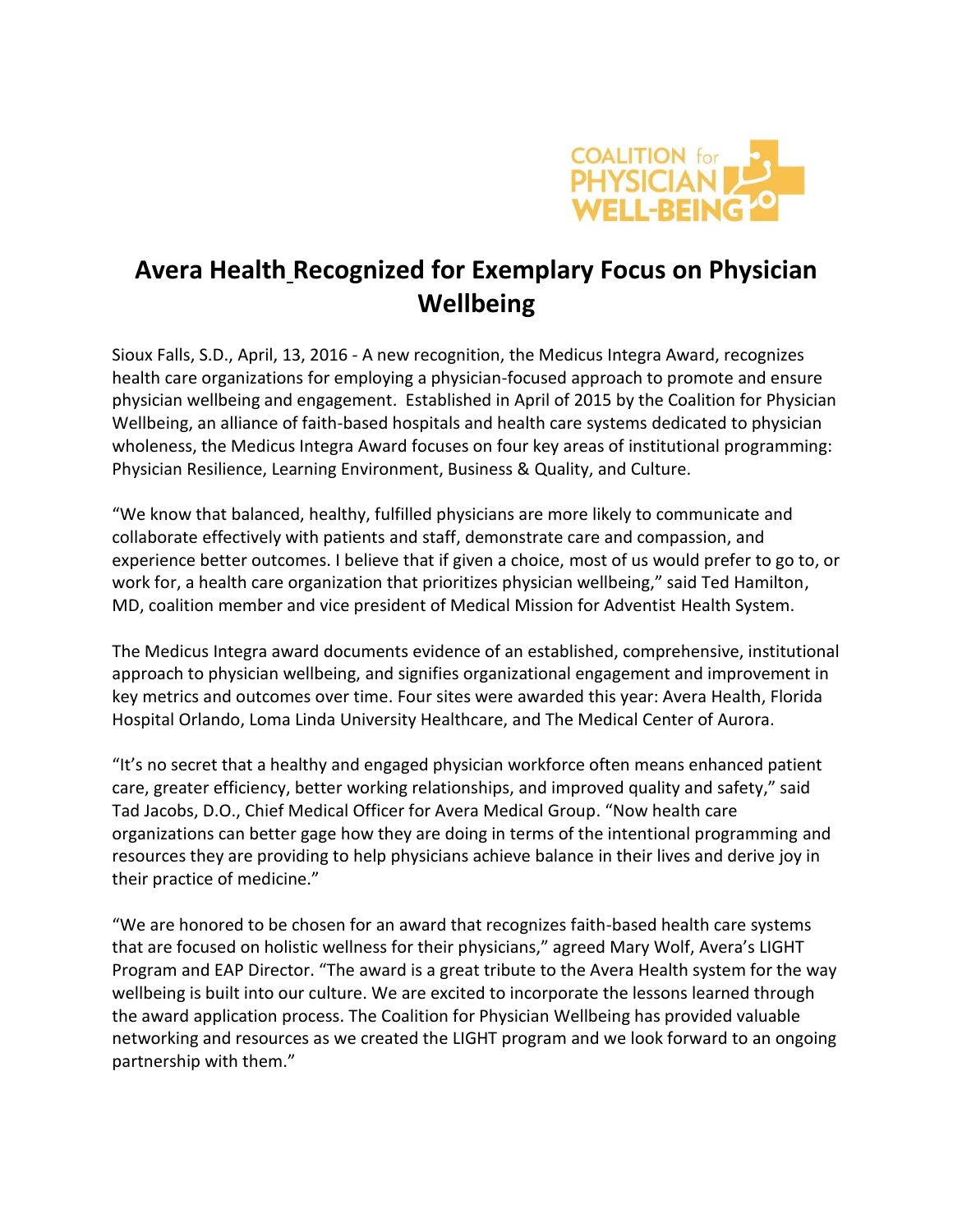COALITION for PHYSICIAN WELL-BEING

# Avera Health Recognized for Exemplary Focus on Physician Wellbeing

Sioux Falls, S.D., April, 13, 2016 - A new recognition, the Medicus Integra Award, recognizes health care organizations for employing a physician-focused approach to promote and ensure physician wellbeing and engagement. Established in April of 2015 by the Coalition for Physician Wellbeing, an alliance of faith-based hospitals and health care systems dedicated to physician wholeness, the Medicus Integra Award focuses on four key areas of institutional programming: Physician Resilience, Learning Environment, Business & Quality, and Culture.

"We know that balanced, healthy, fulfilled physicians are more likely to communicate and collaborate effectively with patients and staff, demonstrate care and compassion, and experience better outcomes. I believe that if given a choice, most of us would prefer to go to, or work for, a health care organization that prioritizes physician wellbeing," said Ted Hamilton, MD, coalition member and vice president of Medical Mission for Adventist Health System.

The Medicus Integra award documents evidence of an established, comprehensive, institutional approach to physician wellbeing, and signifies organizational engagement and improvement in key metrics and outcomes over time. Four sites were awarded this year: Avera Health, Florida Hospital Orlando, Loma Linda University Healthcare, and The Medical Center of Aurora.

"It's no secret that a healthy and engaged physician workforce often means enhanced patient care, greater efficiency, better working relationships, and improved quality and safety," said Tad Jacobs, D.O., Chief Medical Officer for Avera Medical Group. "Now health care organizations can better gage how they are doing in terms of the intentional programming and resources they are providing to help physicians achieve balance in their lives and derive joy in their practice of medicine."

"We are honored to be chosen for an award that recognizes faith-based health care systems that are focused on holistic wellness for their physicians," agreed Mary Wolf, Avera's LIGHT Program and EAP Director. "The award is a great tribute to the Avera Health system for the way wellbeing is built into our culture. We are excited to incorporate the lessons learned through the award application process. The Coalition for Physician Wellbeing has provided valuable networking and resources as we created the LIGHT program and we look forward to an ongoing partnership with them."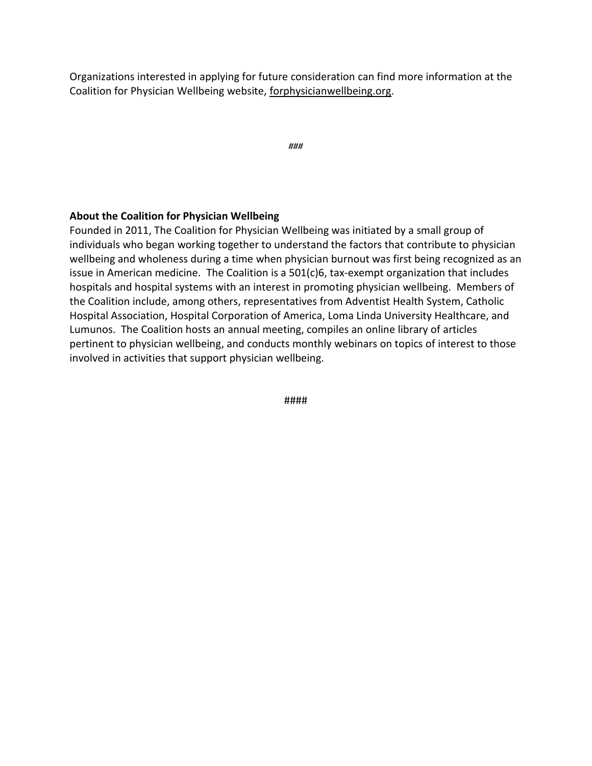Organizations interested in applying for future consideration can find more information at the Coalition for Physician Wellbeing website, forphysicianwellbeing.org.

###

**About the Coalition for Physician Wellbeing**

Founded in 2011, The Coalition for Physician Wellbeing was initiated by a small group of individuals who began working together to understand the factors that contribute to physician wellbeing and wholeness during a time when physician burnout was first being recognized as an issue in American medicine. The Coalition is a 501(c)6, tax-exempt organization that includes hospitals and hospital systems with an interest in promoting physician wellbeing. Members of the Coalition include, among others, representatives from Adventist Health System, Catholic Hospital Association, Hospital Corporation of America, Loma Linda University Healthcare, and Lumunos. The Coalition hosts an annual meeting, compiles an online library of articles pertinent to physician wellbeing, and conducts monthly webinars on topics of interest to those involved in activities that support physician wellbeing.

####